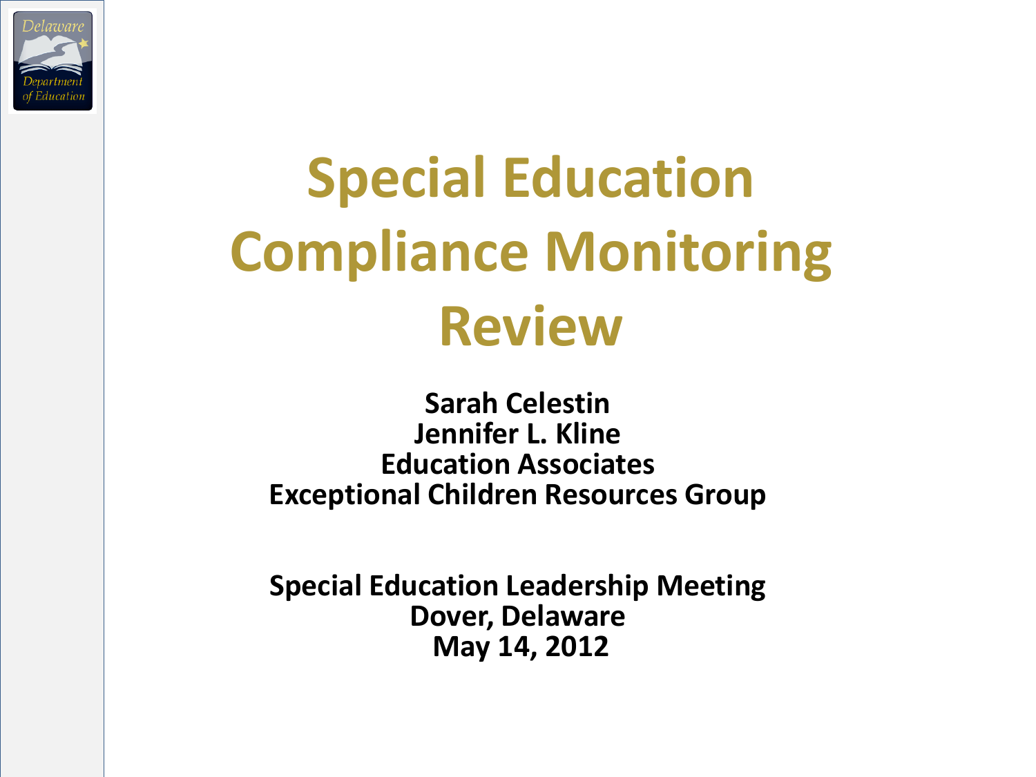# Special Education Compliance Monitoring Review

**Sarah Celestin**
**Jennifer L. Kline**
**Education Associates**
**Exceptional Children Resources Group**

**Special Education Leadership Meeting**
**Dover, Delaware**
**May 14, 2012**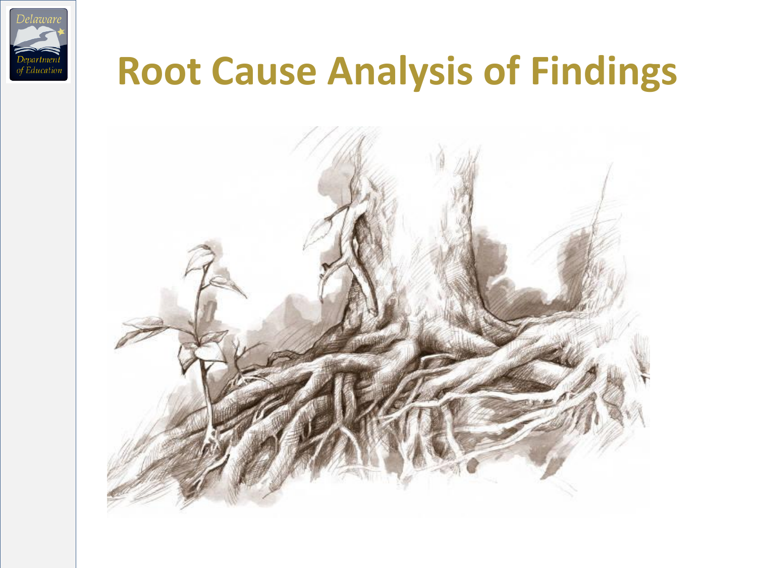# Root Cause Analysis of Findings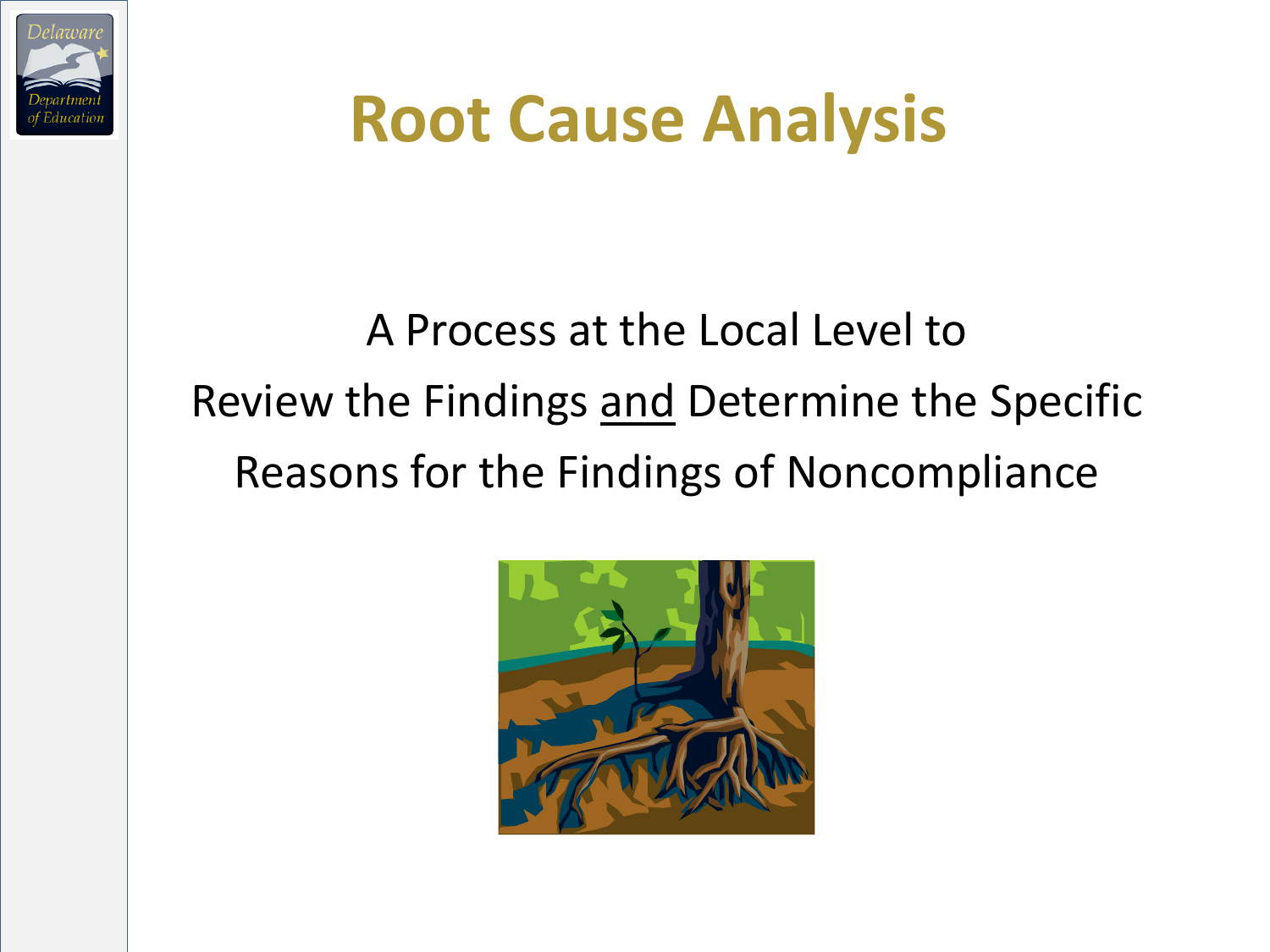# Root Cause Analysis

A Process at the Local Level to
Review the Findings <u>and</u> Determine the Specific
Reasons for the Findings of Noncompliance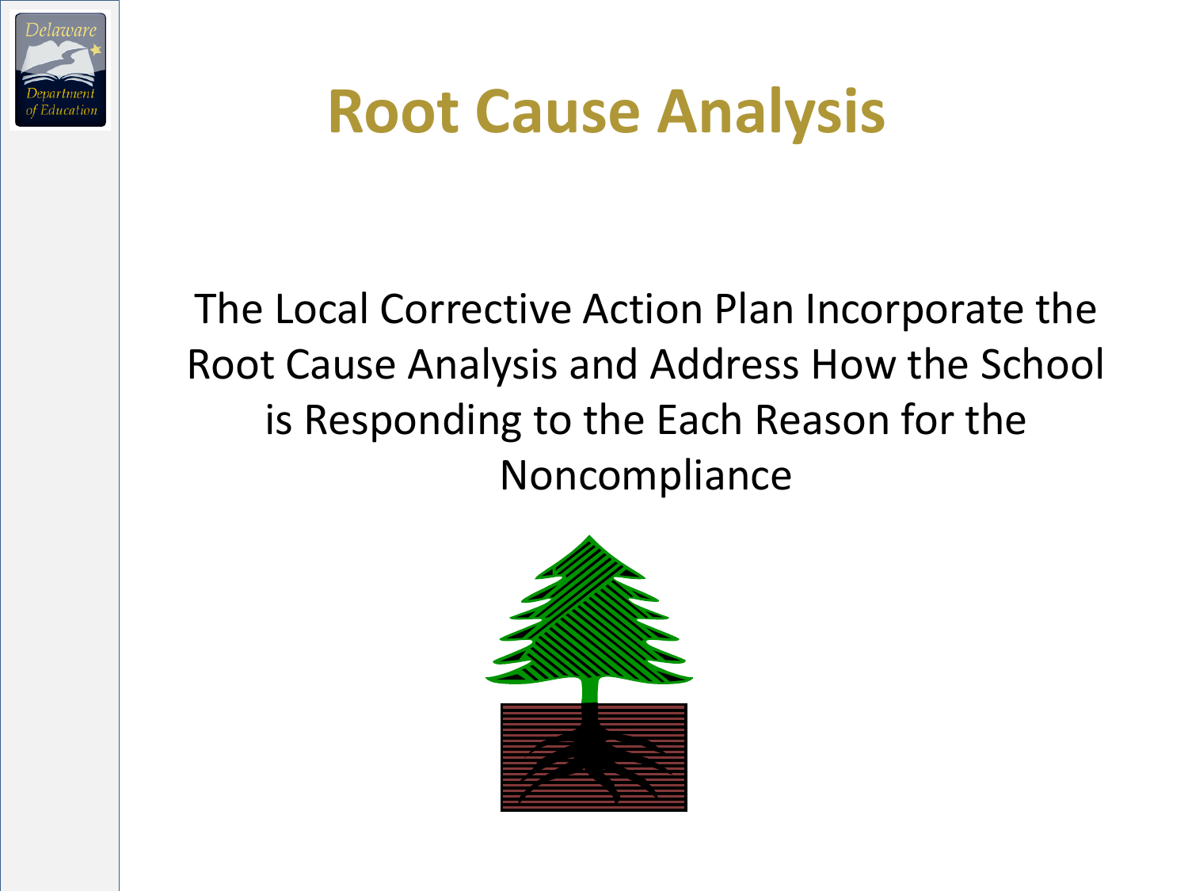# Root Cause Analysis

The Local Corrective Action Plan Incorporate the Root Cause Analysis and Address How the School is Responding to the Each Reason for the Noncompliance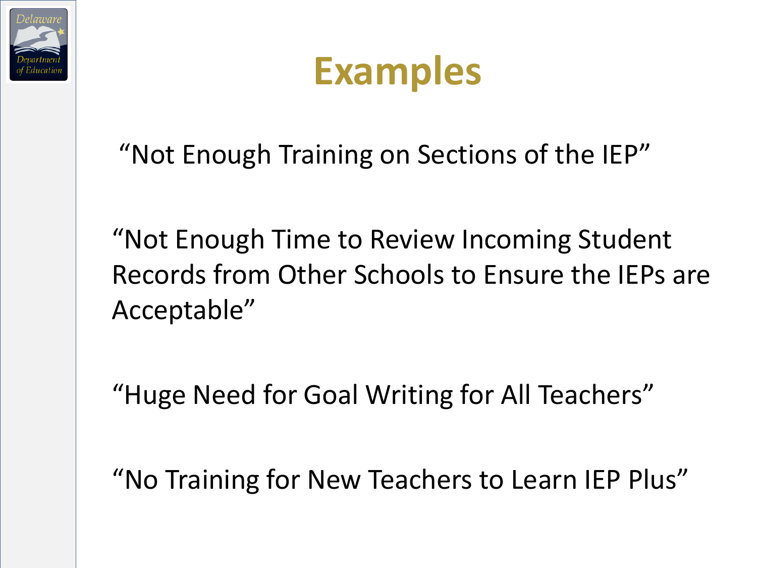# Examples

"Not Enough Training on Sections of the IEP"

"Not Enough Time to Review Incoming Student Records from Other Schools to Ensure the IEPs are Acceptable"

"Huge Need for Goal Writing for All Teachers"

"No Training for New Teachers to Learn IEP Plus"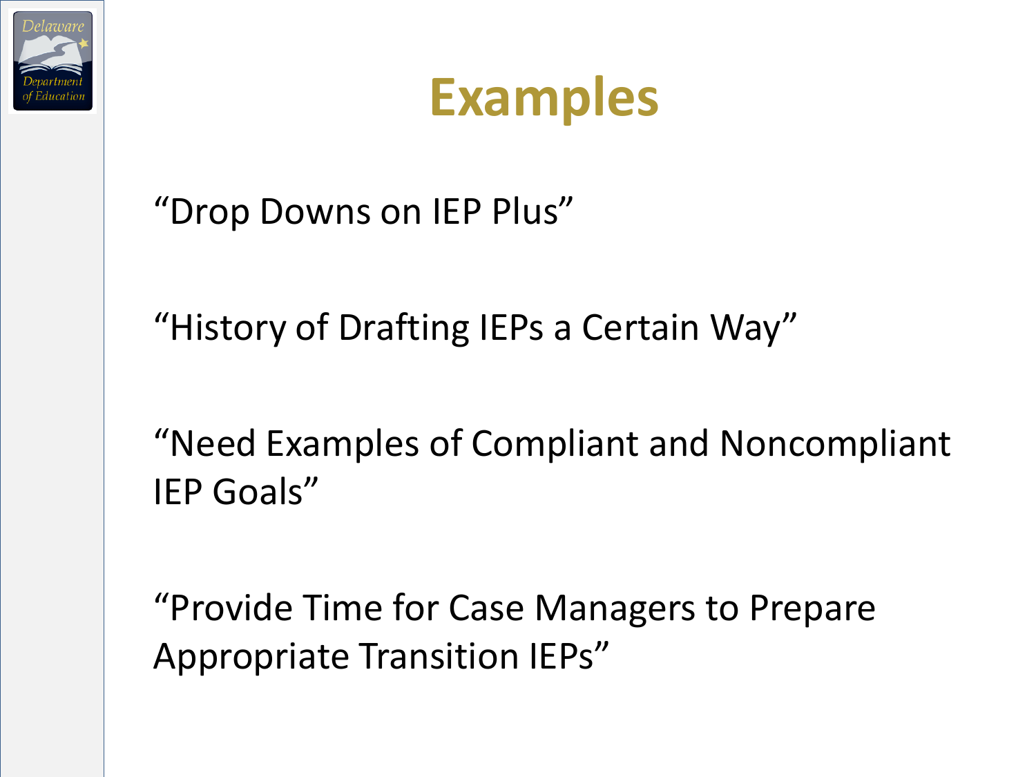# Examples

"Drop Downs on IEP Plus"

"History of Drafting IEPs a Certain Way"

"Need Examples of Compliant and Noncompliant IEP Goals"

"Provide Time for Case Managers to Prepare Appropriate Transition IEPs"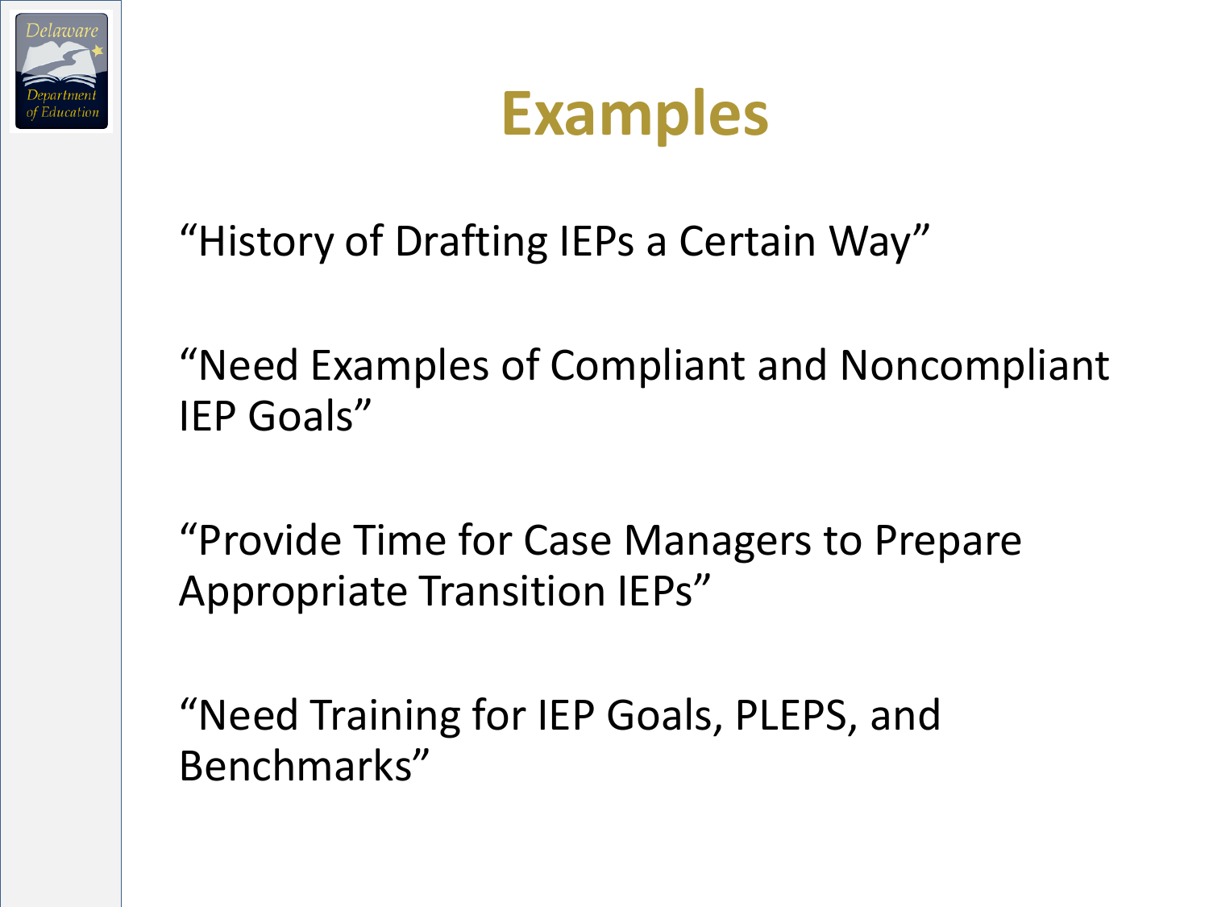# Examples

“History of Drafting IEPs a Certain Way”

“Need Examples of Compliant and Noncompliant IEP Goals”

“Provide Time for Case Managers to Prepare Appropriate Transition IEPs”

“Need Training for IEP Goals, PLEPS, and Benchmarks”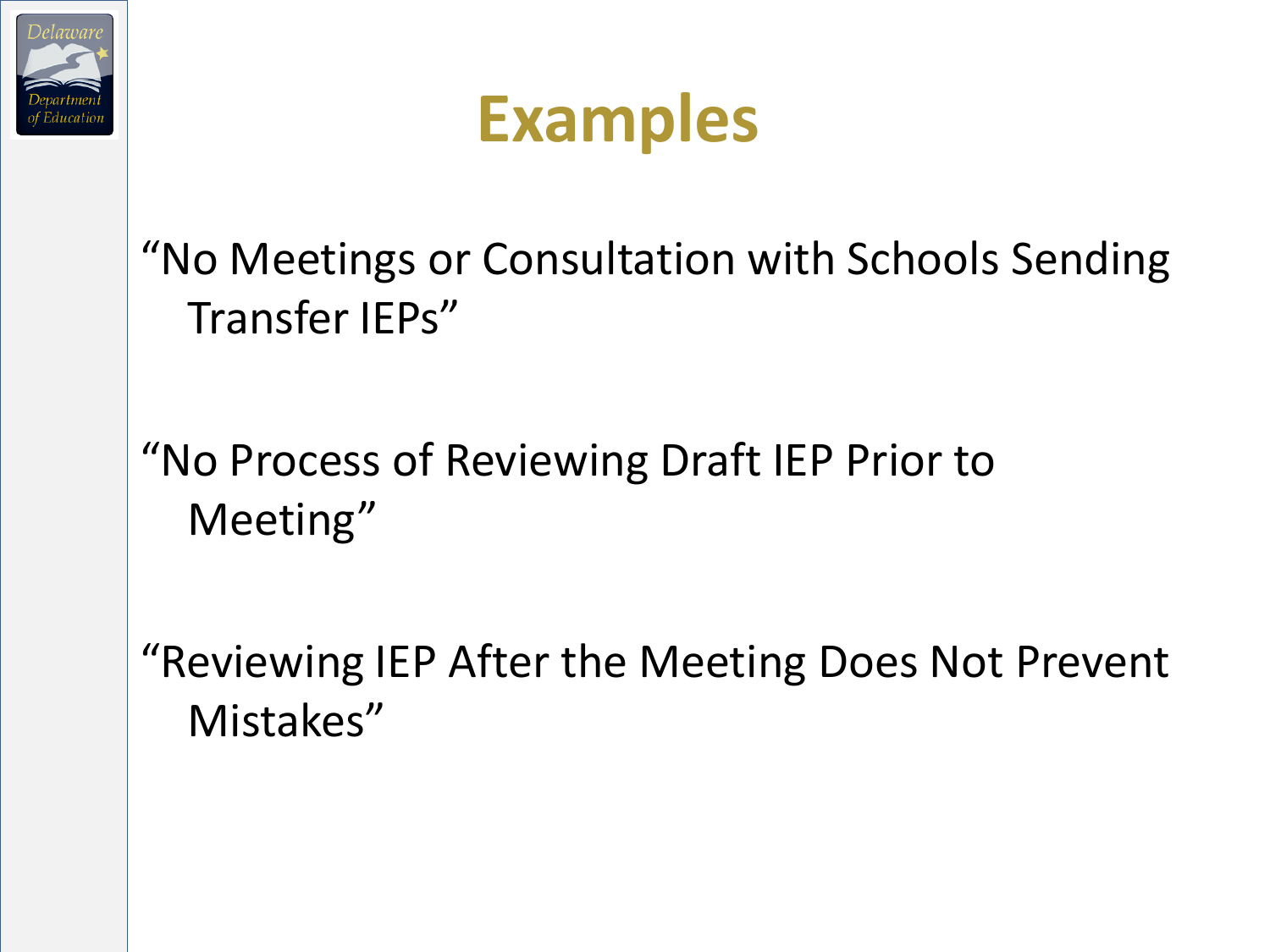# Examples

"No Meetings or Consultation with Schools Sending Transfer IEPs"

"No Process of Reviewing Draft IEP Prior to Meeting"

"Reviewing IEP After the Meeting Does Not Prevent Mistakes"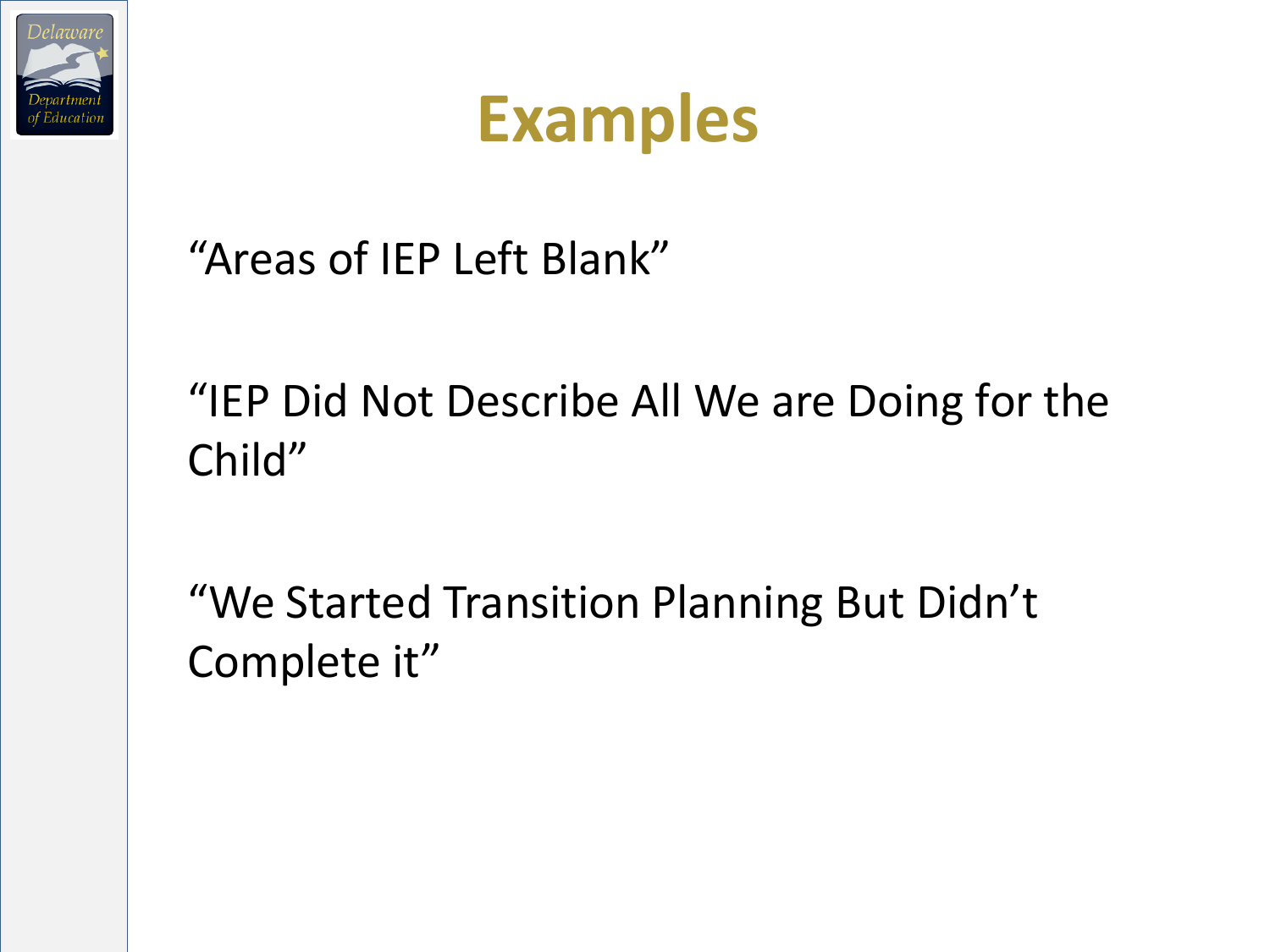# Examples

“Areas of IEP Left Blank”

“IEP Did Not Describe All We are Doing for the Child”

“We Started Transition Planning But Didn’t Complete it”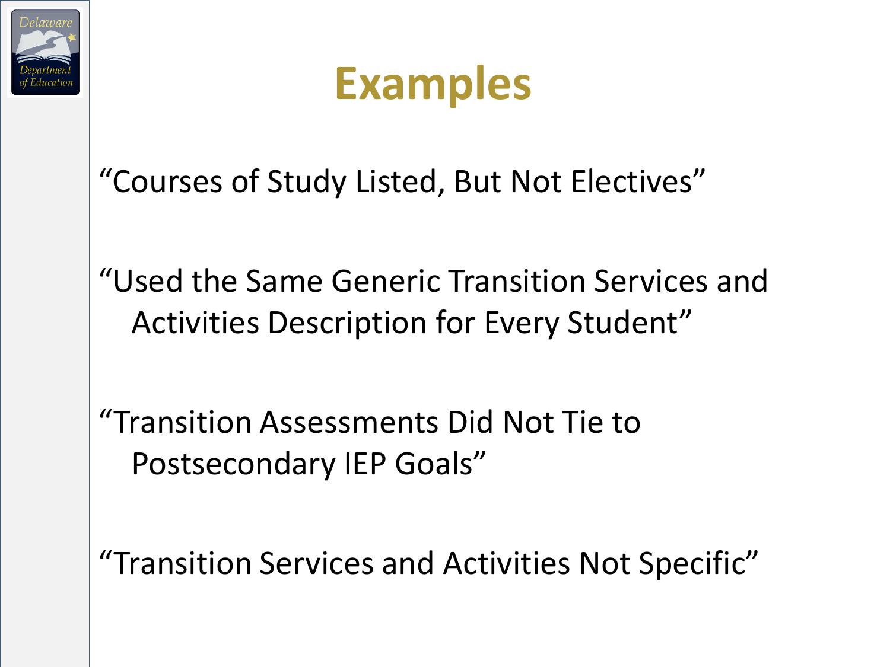# Examples

"Courses of Study Listed, But Not Electives"

"Used the Same Generic Transition Services and Activities Description for Every Student"

"Transition Assessments Did Not Tie to Postsecondary IEP Goals"

"Transition Services and Activities Not Specific"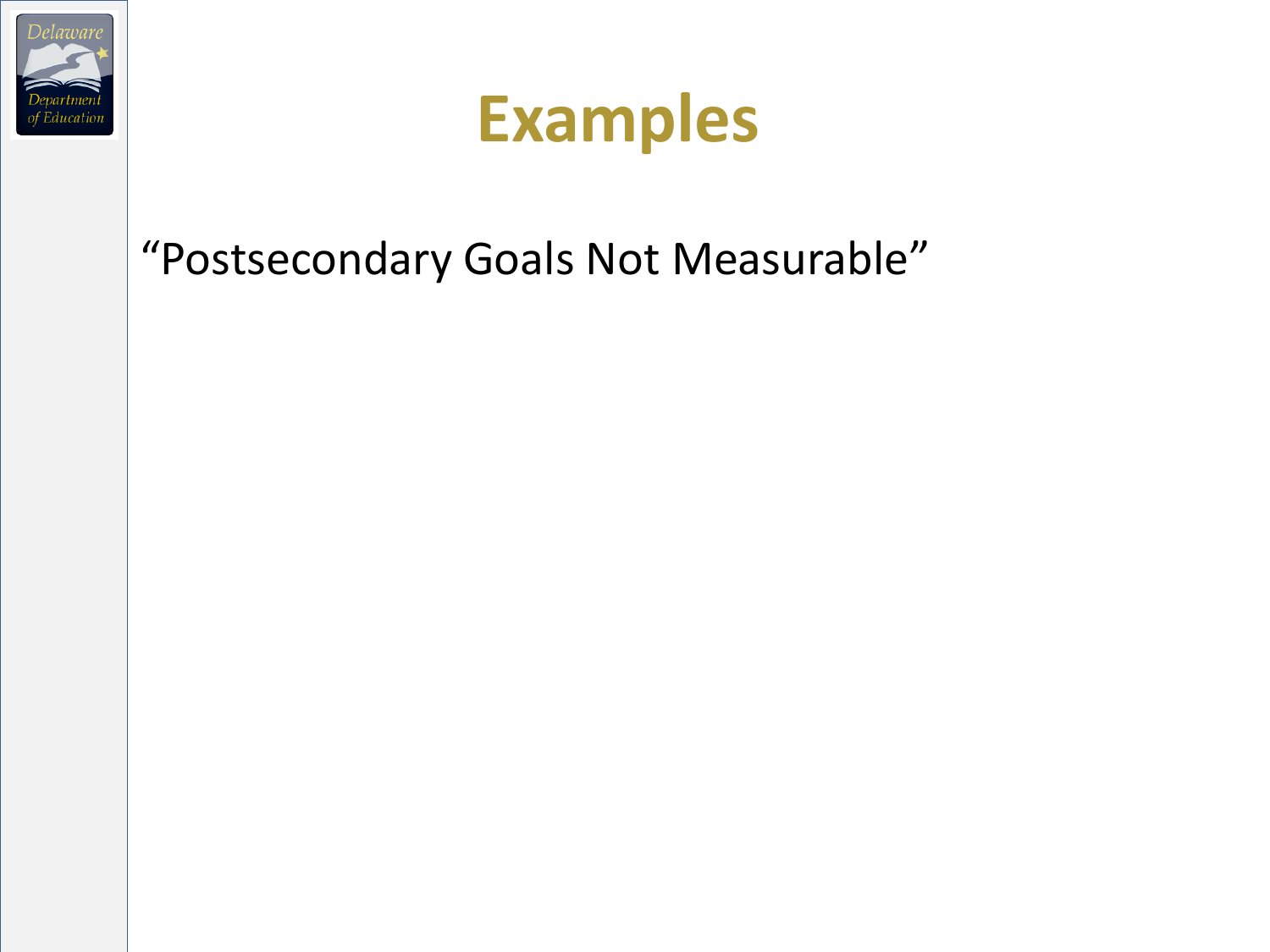# Examples

"Postsecondary Goals Not Measurable"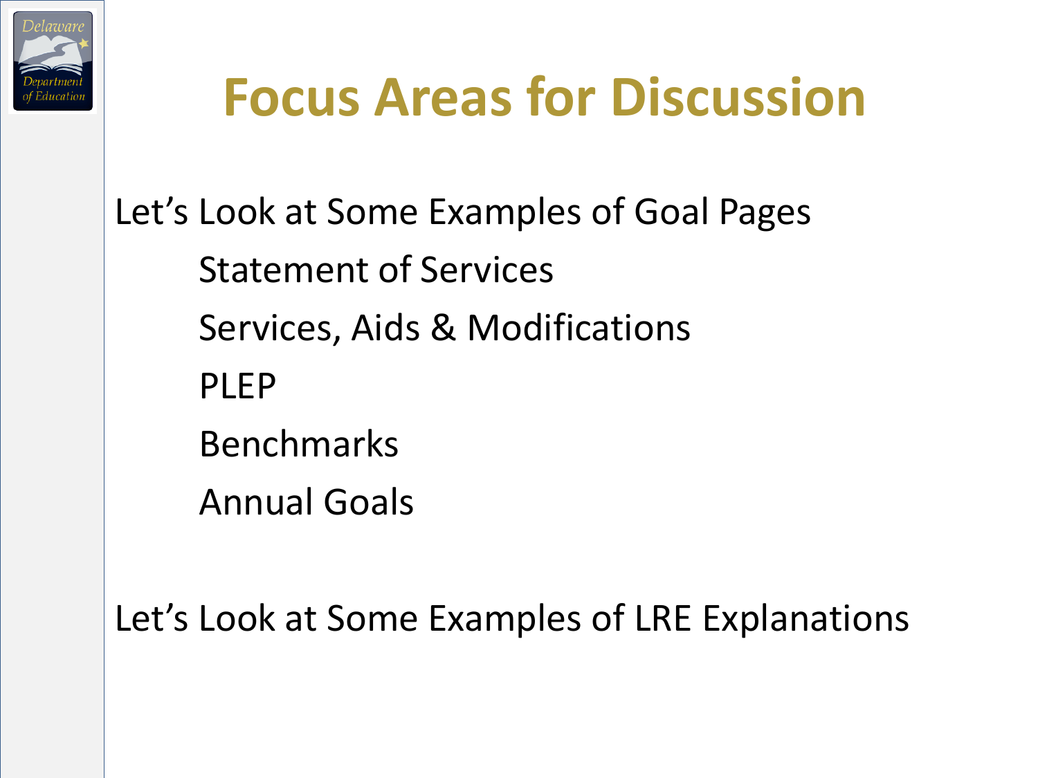# Focus Areas for Discussion

Let's Look at Some Examples of Goal Pages

- Statement of Services
- Services, Aids & Modifications
- PLEP
- Benchmarks
- Annual Goals

Let's Look at Some Examples of LRE Explanations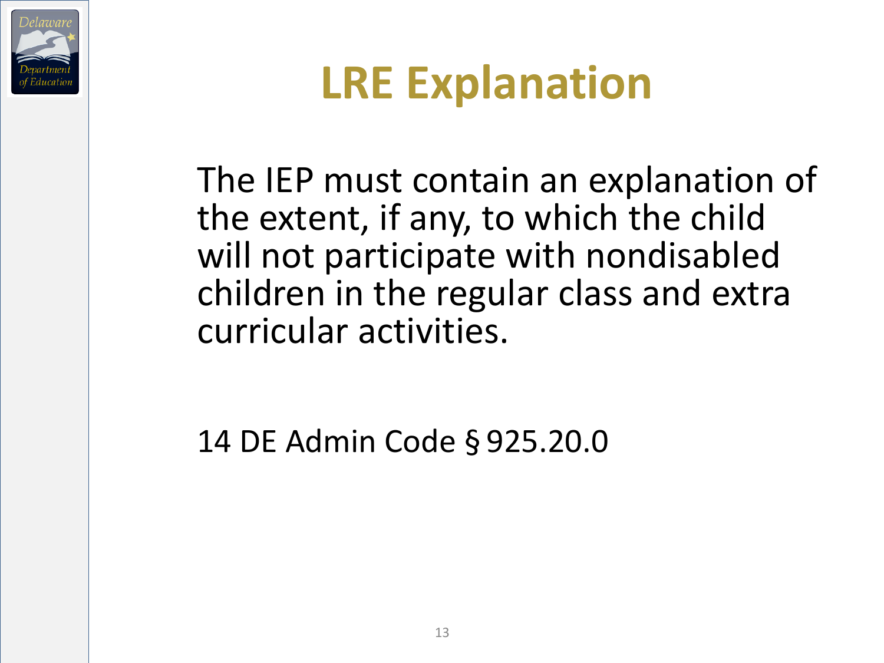# LRE Explanation

The IEP must contain an explanation of the extent, if any, to which the child will not participate with nondisabled children in the regular class and extra curricular activities.

14 DE Admin Code § 925.20.0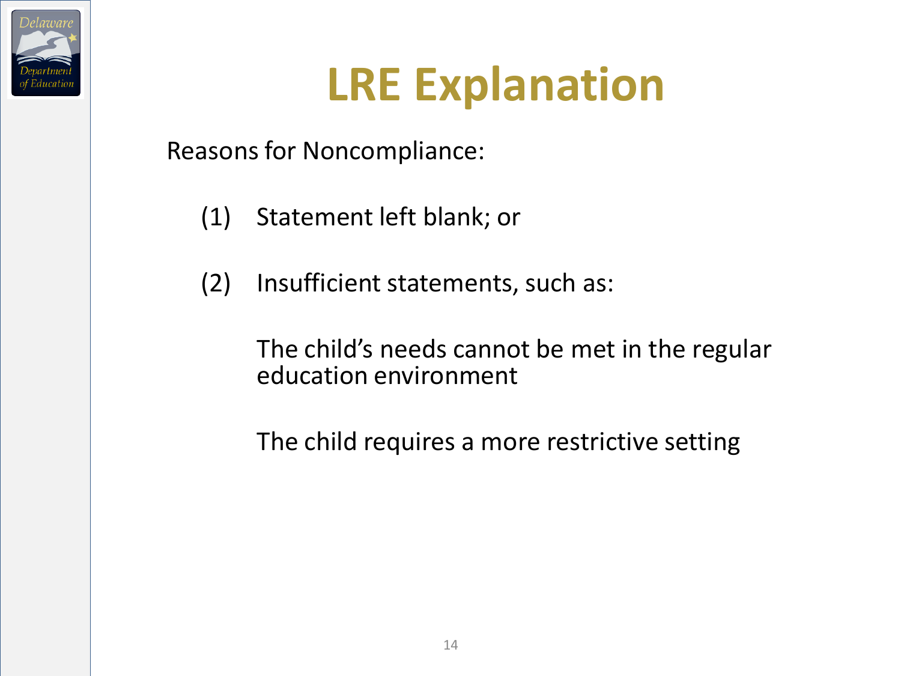# LRE Explanation

Reasons for Noncompliance:

(1) Statement left blank; or

(2) Insufficient statements, such as:

The child's needs cannot be met in the regular education environment

The child requires a more restrictive setting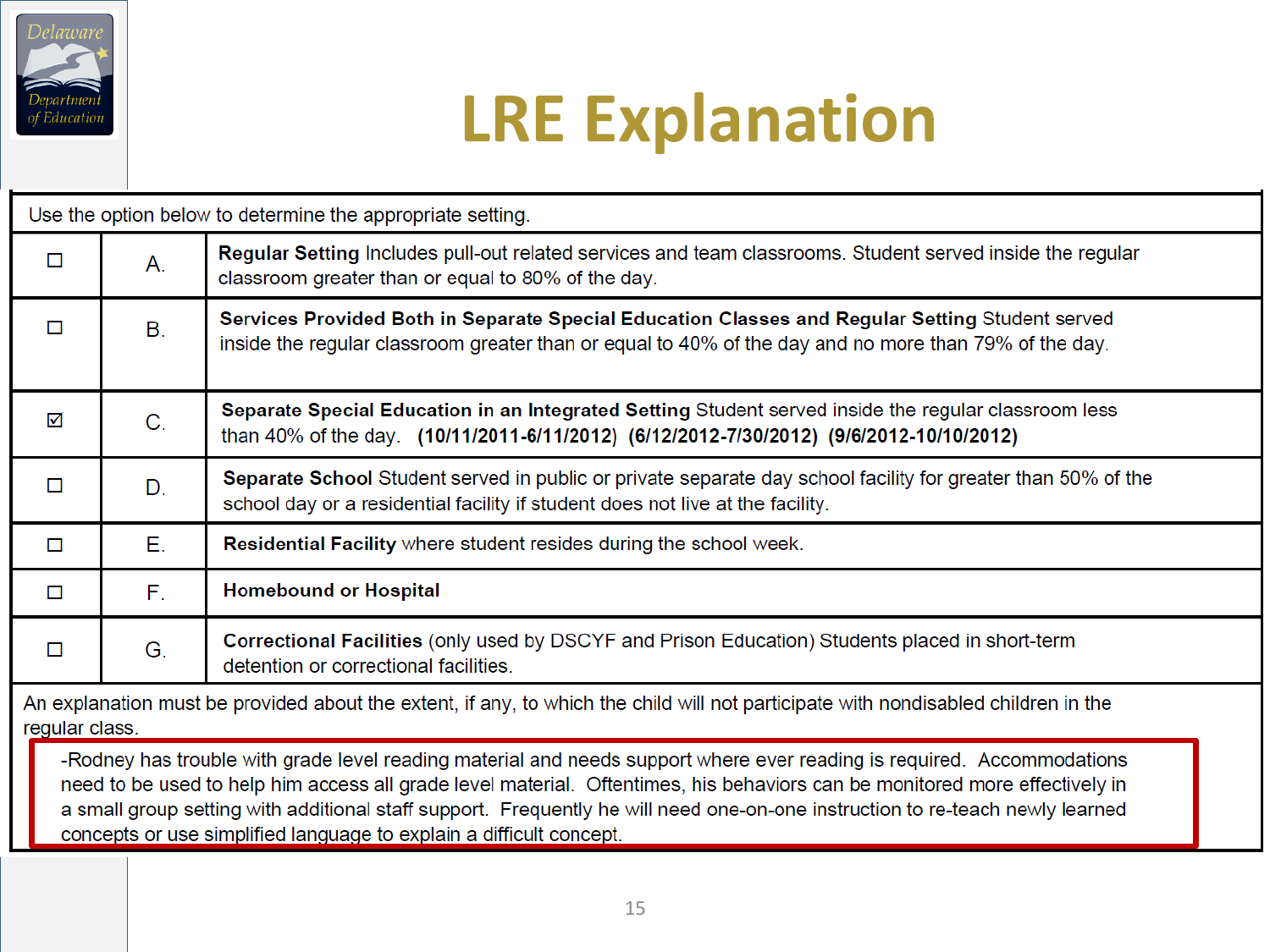# LRE Explanation

| | | |
|---|---|---|
| Use the option below to determine the appropriate setting. | | |
| ☐ | A. | **Regular Setting** Includes pull-out related services and team classrooms. Student served inside the regular classroom greater than or equal to 80% of the day. |
| ☐ | B. | **Services Provided Both in Separate Special Education Classes and Regular Setting** Student served inside the regular classroom greater than or equal to 40% of the day and no more than 79% of the day. |
| ☑ | C. | **Separate Special Education in an Integrated Setting** Student served inside the regular classroom less than 40% of the day. **(10/11/2011-6/11/2012) (6/12/2012-7/30/2012) (9/6/2012-10/10/2012)** |
| ☐ | D. | **Separate School** Student served in public or private separate day school facility for greater than 50% of the school day or a residential facility if student does not live at the facility. |
| ☐ | E. | **Residential Facility** where student resides during the school week. |
| ☐ | F. | **Homebound or Hospital** |
| ☐ | G. | **Correctional Facilities** (only used by DSCYF and Prison Education) Students placed in short-term detention or correctional facilities. |

An explanation must be provided about the extent, if any, to which the child will not participate with nondisabled children in the regular class.

-Rodney has trouble with grade level reading material and needs support where ever reading is required. Accommodations need to be used to help him access all grade level material. Oftentimes, his behaviors can be monitored more effectively in a small group setting with additional staff support. Frequently he will need one-on-one instruction to re-teach newly learned concepts or use simplified language to explain a difficult concept.